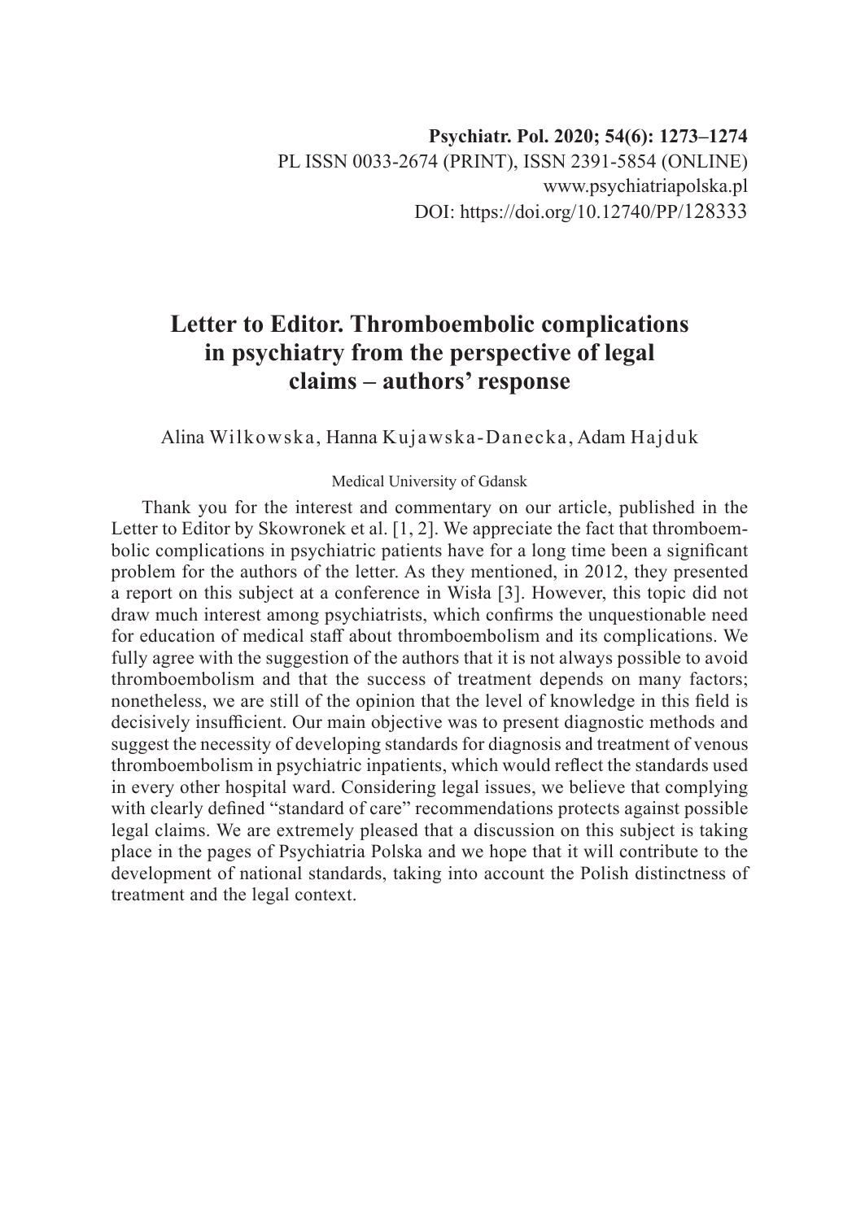# Letter to Editor. Thromboembolic complications in psychiatry from the perspective of legal claims – authors' response

Alina Wilkowska, Hanna Kujawska-Danecka, Adam Hajduk

Medical University of Gdansk

Thank you for the interest and commentary on our article, published in the Letter to Editor by Skowronek et al. [1, 2]. We appreciate the fact that thromboembolic complications in psychiatric patients have for a long time been a significant problem for the authors of the letter. As they mentioned, in 2012, they presented a report on this subject at a conference in Wisła [3]. However, this topic did not draw much interest among psychiatrists, which confirms the unquestionable need for education of medical staff about thromboembolism and its complications. We fully agree with the suggestion of the authors that it is not always possible to avoid thromboembolism and that the success of treatment depends on many factors; nonetheless, we are still of the opinion that the level of knowledge in this field is decisively insufficient. Our main objective was to present diagnostic methods and suggest the necessity of developing standards for diagnosis and treatment of venous thromboembolism in psychiatric inpatients, which would reflect the standards used in every other hospital ward. Considering legal issues, we believe that complying with clearly defined "standard of care" recommendations protects against possible legal claims. We are extremely pleased that a discussion on this subject is taking place in the pages of Psychiatria Polska and we hope that it will contribute to the development of national standards, taking into account the Polish distinctness of treatment and the legal context.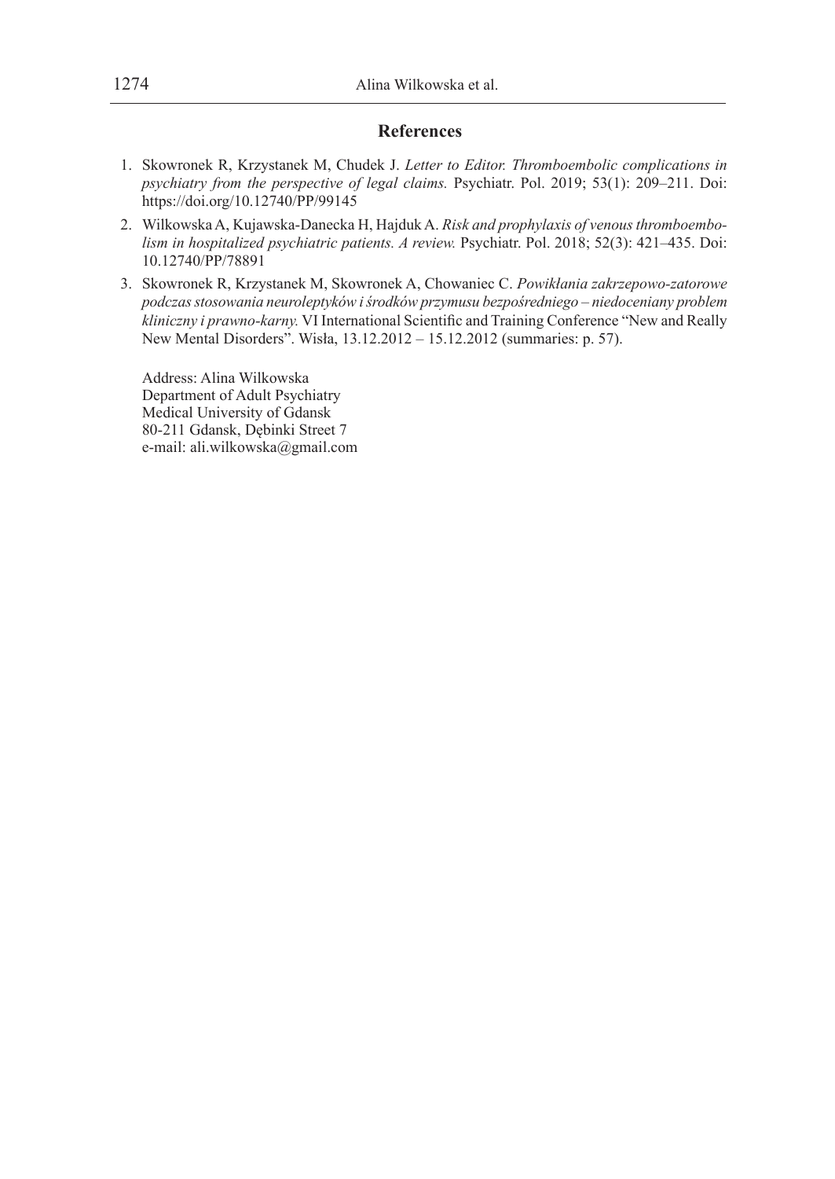## References

1. Skowronek R, Krzystanek M, Chudek J. *Letter to Editor. Thromboembolic complications in psychiatry from the perspective of legal claims.* Psychiatr. Pol. 2019; 53(1): 209–211. Doi: https://doi.org/10.12740/PP/99145
2. Wilkowska A, Kujawska-Danecka H, Hajduk A. *Risk and prophylaxis of venous thromboembolism in hospitalized psychiatric patients. A review.* Psychiatr. Pol. 2018; 52(3): 421–435. Doi: 10.12740/PP/78891
3. Skowronek R, Krzystanek M, Skowronek A, Chowaniec C. *Powikłania zakrzepowo-zatorowe podczas stosowania neuroleptyków i środków przymusu bezpośredniego – niedoceniany problem kliniczny i prawno-karny.* VI International Scientific and Training Conference "New and Really New Mental Disorders". Wisła, 13.12.2012 – 15.12.2012 (summaries: p. 57).

Address: Alina Wilkowska
Department of Adult Psychiatry
Medical University of Gdansk
80-211 Gdansk, Dębinki Street 7
e-mail: ali.wilkowska@gmail.com